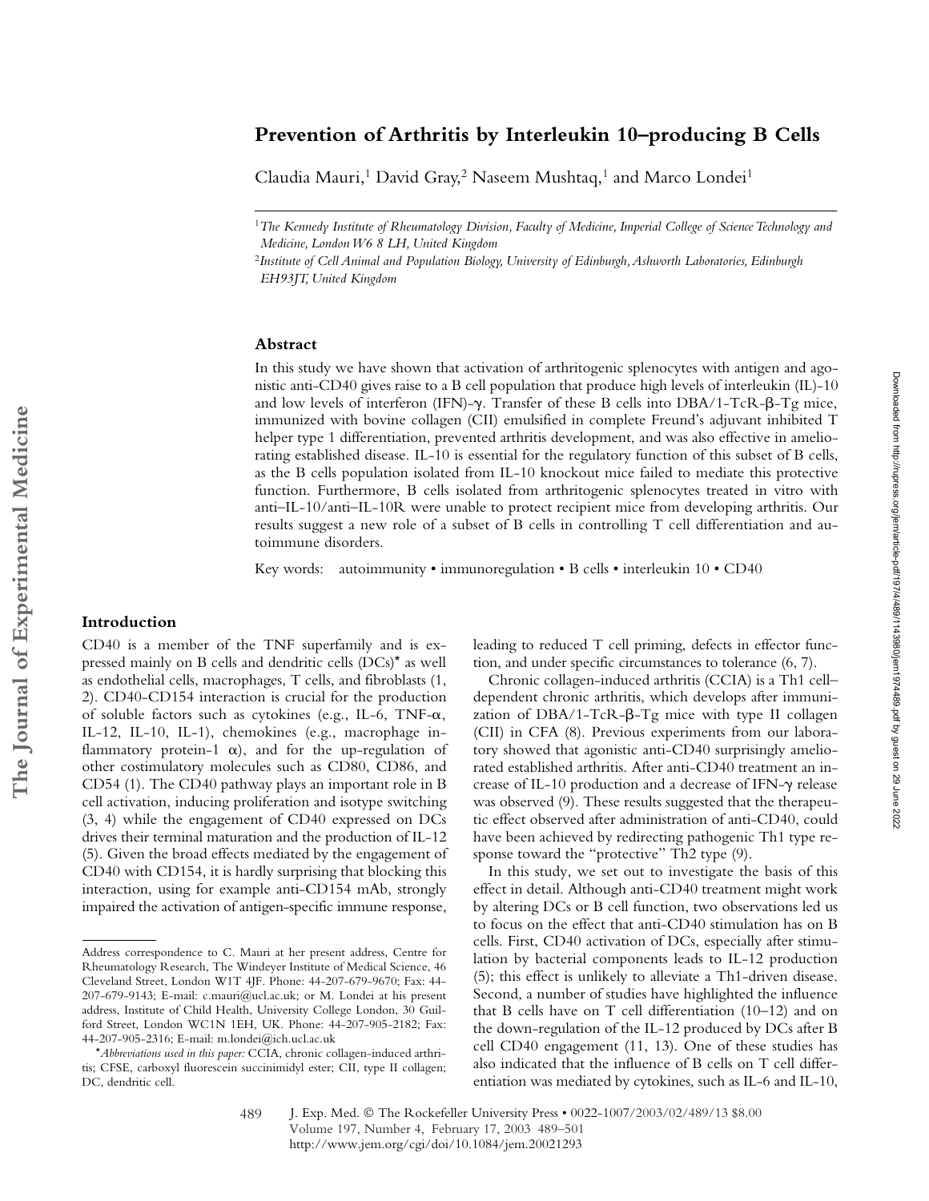# Prevention of Arthritis by Interleukin 10–producing B Cells

Claudia Mauri,[1] David Gray,[2] Naseem Mushtaq,[1] and Marco Londei[1]

[1]*The Kennedy Institute of Rheumatology Division, Faculty of Medicine, Imperial College of Science Technology and Medicine, London W6 8 LH, United Kingdom*

[2]*Institute of Cell Animal and Population Biology, University of Edinburgh, Ashworth Laboratories, Edinburgh EH93JT, United Kingdom*

## Abstract

In this study we have shown that activation of arthritogenic splenocytes with antigen and agonistic anti-CD40 gives raise to a B cell population that produce high levels of interleukin (IL)-10 and low levels of interferon (IFN)-γ. Transfer of these B cells into DBA/1-TcR-β-Tg mice, immunized with bovine collagen (CII) emulsified in complete Freund's adjuvant inhibited T helper type 1 differentiation, prevented arthritis development, and was also effective in ameliorating established disease. IL-10 is essential for the regulatory function of this subset of B cells, as the B cells population isolated from IL-10 knockout mice failed to mediate this protective function. Furthermore, B cells isolated from arthritogenic splenocytes treated in vitro with anti–IL-10/anti–IL-10R were unable to protect recipient mice from developing arthritis. Our results suggest a new role of a subset of B cells in controlling T cell differentiation and autoimmune disorders.

Key words: autoimmunity • immunoregulation • B cells • interleukin 10 • CD40

## Introduction

CD40 is a member of the TNF superfamily and is expressed mainly on B cells and dendritic cells (DCs)* as well as endothelial cells, macrophages, T cells, and fibroblasts (1, 2). CD40-CD154 interaction is crucial for the production of soluble factors such as cytokines (e.g., IL-6, TNF-α, IL-12, IL-10, IL-1), chemokines (e.g., macrophage inflammatory protein-1 α), and for the up-regulation of other costimulatory molecules such as CD80, CD86, and CD54 (1). The CD40 pathway plays an important role in B cell activation, inducing proliferation and isotype switching (3, 4) while the engagement of CD40 expressed on DCs drives their terminal maturation and the production of IL-12 (5). Given the broad effects mediated by the engagement of CD40 with CD154, it is hardly surprising that blocking this interaction, using for example anti-CD154 mAb, strongly impaired the activation of antigen-specific immune response, leading to reduced T cell priming, defects in effector function, and under specific circumstances to tolerance (6, 7).

Chronic collagen-induced arthritis (CCIA) is a Th1 cell–dependent chronic arthritis, which develops after immunization of DBA/1-TcR-β-Tg mice with type II collagen (CII) in CFA (8). Previous experiments from our laboratory showed that agonistic anti-CD40 surprisingly ameliorated established arthritis. After anti-CD40 treatment an increase of IL-10 production and a decrease of IFN-γ release was observed (9). These results suggested that the therapeutic effect observed after administration of anti-CD40, could have been achieved by redirecting pathogenic Th1 type response toward the "protective" Th2 type (9).

In this study, we set out to investigate the basis of this effect in detail. Although anti-CD40 treatment might work by altering DCs or B cell function, two observations led us to focus on the effect that anti-CD40 stimulation has on B cells. First, CD40 activation of DCs, especially after stimulation by bacterial components leads to IL-12 production (5); this effect is unlikely to alleviate a Th1-driven disease. Second, a number of studies have highlighted the influence that B cells have on T cell differentiation (10–12) and on the down-regulation of the IL-12 produced by DCs after B cell CD40 engagement (11, 13). One of these studies has also indicated that the influence of B cells on T cell differentiation was mediated by cytokines, such as IL-6 and IL-10,

---

Address correspondence to C. Mauri at her present address, Centre for Rheumatology Research, The Windeyer Institute of Medical Science, 46 Cleveland Street, London W1T 4JF. Phone: 44-207-679-9670; Fax: 44-207-679-9143; E-mail: c.mauri@ucl.ac.uk; or M. Londei at his present address, Institute of Child Health, University College London, 30 Guilford Street, London WC1N 1EH, UK. Phone: 44-207-905-2182; Fax: 44-207-905-2316; E-mail: m.londei@ich.ucl.ac.uk

*Abbreviations used in this paper:* CCIA, chronic collagen-induced arthritis; CFSE, carboxyl fluorescein succinimidyl ester; CII, type II collagen; DC, dendritic cell.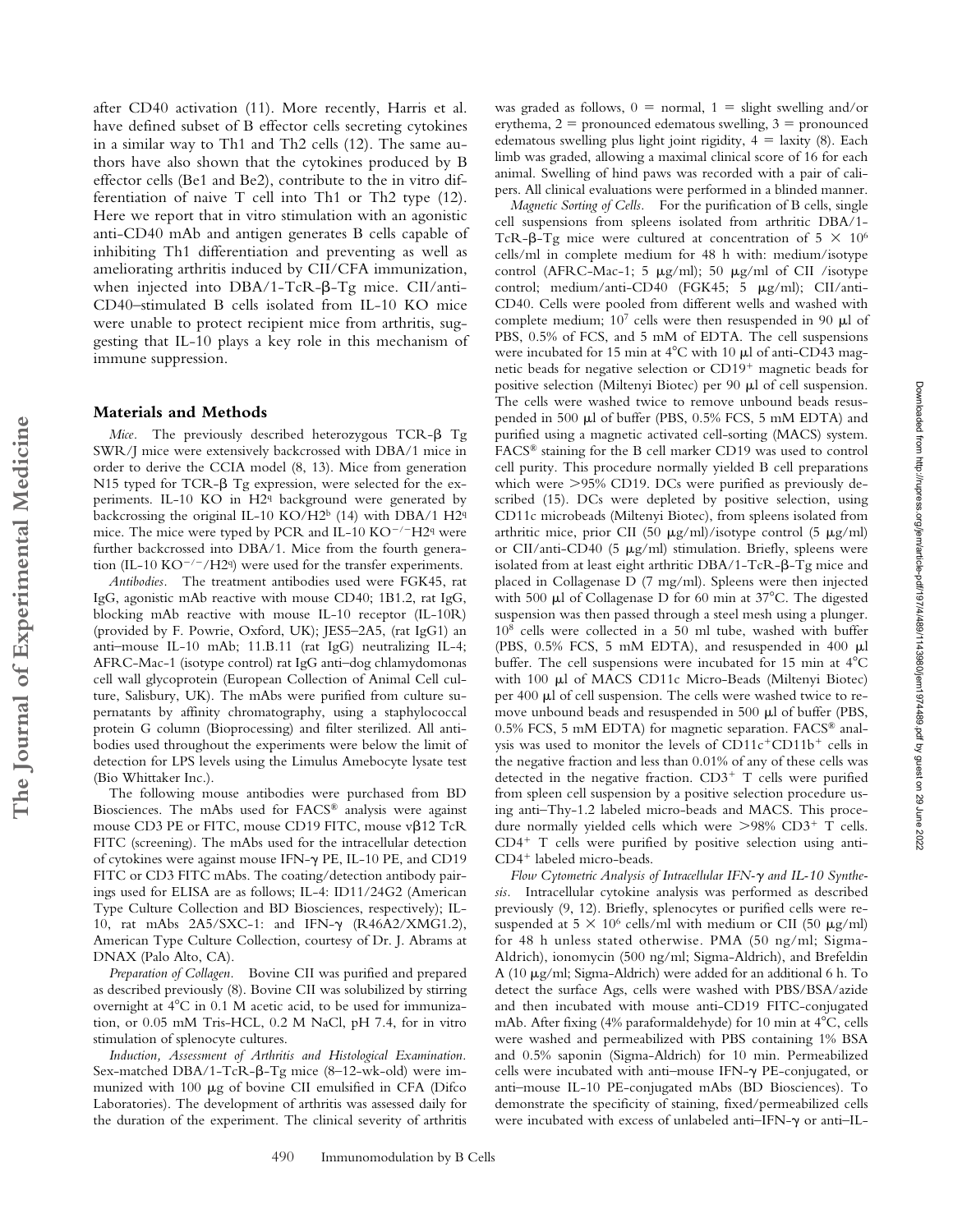after CD40 activation (11). More recently, Harris et al. have defined subset of B effector cells secreting cytokines in a similar way to Th1 and Th2 cells (12). The same authors have also shown that the cytokines produced by B effector cells (Be1 and Be2), contribute to the in vitro differentiation of naive T cell into Th1 or Th2 type (12). Here we report that in vitro stimulation with an agonistic anti-CD40 mAb and antigen generates B cells capable of inhibiting Th1 differentiation and preventing as well as ameliorating arthritis induced by CII/CFA immunization, when injected into DBA/1-TcR-β-Tg mice. CII/anti-CD40–stimulated B cells isolated from IL-10 KO mice were unable to protect recipient mice from arthritis, suggesting that IL-10 plays a key role in this mechanism of immune suppression.

## Materials and Methods

*Mice.* The previously described heterozygous TCR-β Tg SWR/J mice were extensively backcrossed with DBA/1 mice in order to derive the CCIA model (8, 13). Mice from generation N15 typed for TCR-β Tg expression, were selected for the experiments. IL-10 KO in $H2^q$ background were generated by backcrossing the original IL-10 KO/$H2^b$ (14) with DBA/1 $H2^q$ mice. The mice were typed by PCR and IL-10 $KO^{-/-}H2^q$ were further backcrossed into DBA/1. Mice from the fourth generation (IL-10 $KO^{-/-}/H2^q$) were used for the transfer experiments.

*Antibodies.* The treatment antibodies used were FGK45, rat IgG, agonistic mAb reactive with mouse CD40; 1B1.2, rat IgG, blocking mAb reactive with mouse IL-10 receptor (IL-10R) (provided by F. Powrie, Oxford, UK); JES5–2A5, (rat IgG1) an anti–mouse IL-10 mAb; 11.B.11 (rat IgG) neutralizing IL-4; AFRC-Mac-1 (isotype control) rat IgG anti–dog chlamydomonas cell wall glycoprotein (European Collection of Animal Cell culture, Salisbury, UK). The mAbs were purified from culture supernatants by affinity chromatography, using a staphylococcal protein G column (Bioprocessing) and filter sterilized. All antibodies used throughout the experiments were below the limit of detection for LPS levels using the Limulus Amebocyte lysate test (Bio Whittaker Inc.).

The following mouse antibodies were purchased from BD Biosciences. The mAbs used for FACS® analysis were against mouse CD3 PE or FITC, mouse CD19 FITC, mouse vβ12 TcR FITC (screening). The mAbs used for the intracellular detection of cytokines were against mouse IFN-γ PE, IL-10 PE, and CD19 FITC or CD3 FITC mAbs. The coating/detection antibody pairings used for ELISA are as follows; IL-4: ID11/24G2 (American Type Culture Collection and BD Biosciences, respectively); IL-10, rat mAbs 2A5/SXC-1: and IFN-γ (R46A2/XMG1.2), American Type Culture Collection, courtesy of Dr. J. Abrams at DNAX (Palo Alto, CA).

*Preparation of Collagen.* Bovine CII was purified and prepared as described previously (8). Bovine CII was solubilized by stirring overnight at 4°C in 0.1 M acetic acid, to be used for immunization, or 0.05 mM Tris-HCL, 0.2 M NaCl, pH 7.4, for in vitro stimulation of splenocyte cultures.

*Induction, Assessment of Arthritis and Histological Examination.* Sex-matched DBA/1-TcR-β-Tg mice (8–12-wk-old) were immunized with 100 μg of bovine CII emulsified in CFA (Difco Laboratories). The development of arthritis was assessed daily for the duration of the experiment. The clinical severity of arthritis was graded as follows, 0 = normal, 1 = slight swelling and/or erythema, 2 = pronounced edematous swelling, 3 = pronounced edematous swelling plus light joint rigidity, 4 = laxity (8). Each limb was graded, allowing a maximal clinical score of 16 for each animal. Swelling of hind paws was recorded with a pair of calipers. All clinical evaluations were performed in a blinded manner.

*Magnetic Sorting of Cells.* For the purification of B cells, single cell suspensions from spleens isolated from arthritic DBA/1-TcR-β-Tg mice were cultured at concentration of $5 \times 10^6$ cells/ml in complete medium for 48 h with: medium/isotype control (AFRC-Mac-1; 5 μg/ml); 50 μg/ml of CII /isotype control; medium/anti-CD40 (FGK45; 5 μg/ml); CII/anti-CD40. Cells were pooled from different wells and washed with complete medium; $10^7$ cells were then resuspended in 90 μl of PBS, 0.5% of FCS, and 5 mM of EDTA. The cell suspensions were incubated for 15 min at 4°C with 10 μl of anti-CD43 magnetic beads for negative selection or $CD19^+$ magnetic beads for positive selection (Miltenyi Biotec) per 90 μl of cell suspension. The cells were washed twice to remove unbound beads resuspended in 500 μl of buffer (PBS, 0.5% FCS, 5 mM EDTA) and purified using a magnetic activated cell-sorting (MACS) system. FACS® staining for the B cell marker CD19 was used to control cell purity. This procedure normally yielded B cell preparations which were >95% CD19. DCs were purified as previously described (15). DCs were depleted by positive selection, using CD11c microbeads (Miltenyi Biotec), from spleens isolated from arthritic mice, prior CII (50 μg/ml)/isotype control (5 μg/ml) or CII/anti-CD40 (5 μg/ml) stimulation. Briefly, spleens were isolated from at least eight arthritic DBA/1-TcR-β-Tg mice and placed in Collagenase D (7 mg/ml). Spleens were then injected with 500 μl of Collagenase D for 60 min at 37°C. The digested suspension was then passed through a steel mesh using a plunger. $10^8$ cells were collected in a 50 ml tube, washed with buffer (PBS, 0.5% FCS, 5 mM EDTA), and resuspended in 400 μl buffer. The cell suspensions were incubated for 15 min at 4°C with 100 μl of MACS CD11c Micro-Beads (Miltenyi Biotec) per 400 μl of cell suspension. The cells were washed twice to remove unbound beads and resuspended in 500 μl of buffer (PBS, 0.5% FCS, 5 mM EDTA) for magnetic separation. FACS® analysis was used to monitor the levels of $CD11c^+CD11b^+$ cells in the negative fraction and less than 0.01% of any of these cells was detected in the negative fraction. $CD3^+$ T cells were purified from spleen cell suspension by a positive selection procedure using anti–Thy-1.2 labeled micro-beads and MACS. This procedure normally yielded cells which were >98% $CD3^+$ T cells. $CD4^+$ T cells were purified by positive selection using anti-$CD4^+$ labeled micro-beads.

*Flow Cytometric Analysis of Intracellular IFN-γ and IL-10 Synthesis.* Intracellular cytokine analysis was performed as described previously (9, 12). Briefly, splenocytes or purified cells were resuspended at $5 \times 10^6$ cells/ml with medium or CII (50 μg/ml) for 48 h unless stated otherwise. PMA (50 ng/ml; Sigma-Aldrich), ionomycin (500 ng/ml; Sigma-Aldrich), and Brefeldin A (10 μg/ml; Sigma-Aldrich) were added for an additional 6 h. To detect the surface Ags, cells were washed with PBS/BSA/azide and then incubated with mouse anti-CD19 FITC-conjugated mAb. After fixing (4% paraformaldehyde) for 10 min at 4°C, cells were washed and permeabilized with PBS containing 1% BSA and 0.5% saponin (Sigma-Aldrich) for 10 min. Permeabilized cells were incubated with anti–mouse IFN-γ PE-conjugated, or anti–mouse IL-10 PE-conjugated mAbs (BD Biosciences). To demonstrate the specificity of staining, fixed/permeabilized cells were incubated with excess of unlabeled anti–IFN-γ or anti–IL-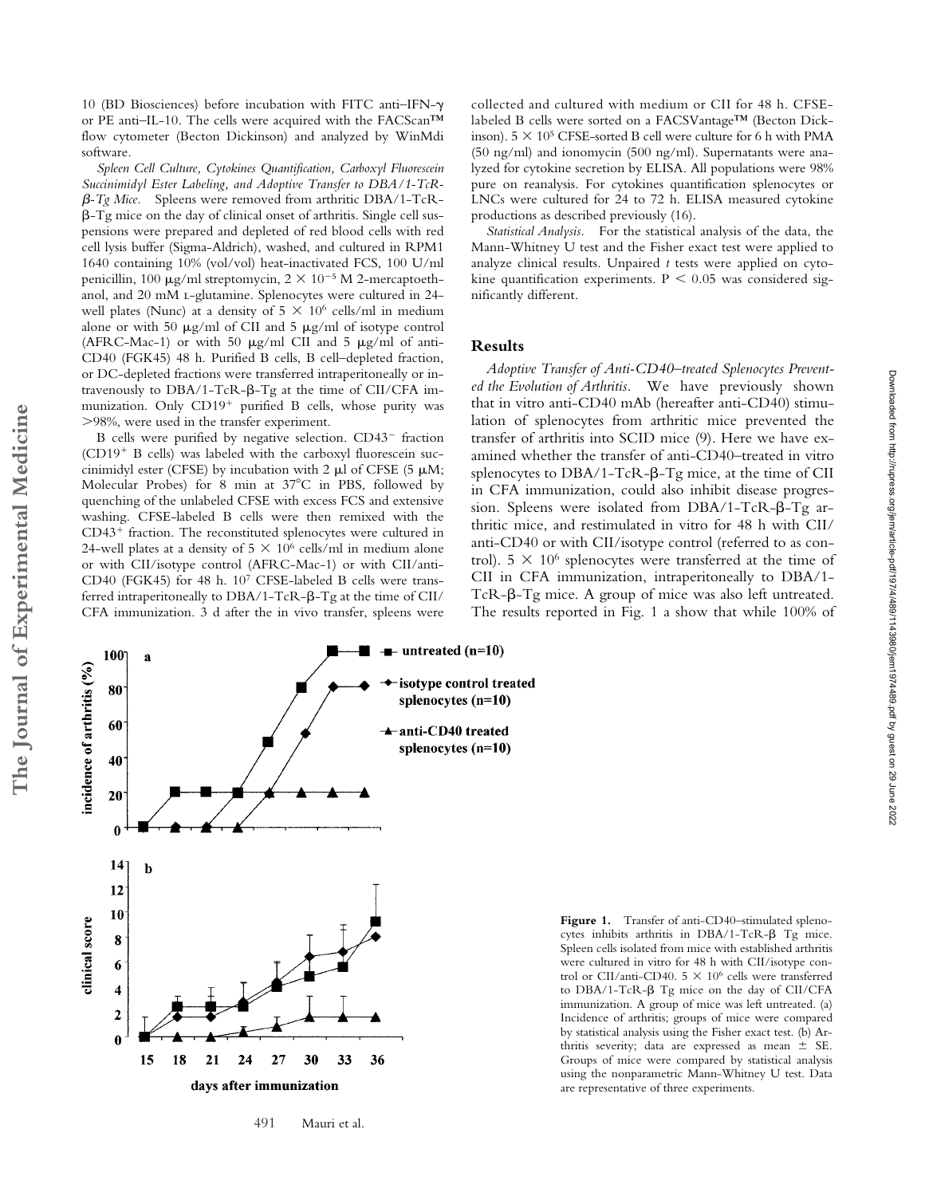10 (BD Biosciences) before incubation with FITC anti–IFN-γ or PE anti–IL-10. The cells were acquired with the FACScan™ flow cytometer (Becton Dickinson) and analyzed by WinMdi software.

*Spleen Cell Culture, Cytokines Quantification, Carboxyl Fluorescein Succinimidyl Ester Labeling, and Adoptive Transfer to DBA/1-TcR-β-Tg Mice.* Spleens were removed from arthritic DBA/1-TcR-β-Tg mice on the day of clinical onset of arthritis. Single cell suspensions were prepared and depleted of red blood cells with red cell lysis buffer (Sigma-Aldrich), washed, and cultured in RPM1 1640 containing 10% (vol/vol) heat-inactivated FCS, 100 U/ml penicillin, 100 μg/ml streptomycin, $2 \times 10^{-5}$ M 2-mercaptoethanol, and 20 mM L-glutamine. Splenocytes were cultured in 24-well plates (Nunc) at a density of $5 \times 10^6$ cells/ml in medium alone or with 50 μg/ml of CII and 5 μg/ml of isotype control (AFRC-Mac-1) or with 50 μg/ml CII and 5 μg/ml of anti-CD40 (FGK45) 48 h. Purified B cells, B cell–depleted fraction, or DC-depleted fractions were transferred intraperitoneally or intravenously to DBA/1-TcR-β-Tg at the time of CII/CFA immunization. Only CD19⁺ purified B cells, whose purity was >98%, were used in the transfer experiment.

B cells were purified by negative selection. CD43⁻ fraction (CD19⁺ B cells) was labeled with the carboxyl fluorescein succinimidyl ester (CFSE) by incubation with 2 μl of CFSE (5 μM; Molecular Probes) for 8 min at 37°C in PBS, followed by quenching of the unlabeled CFSE with excess FCS and extensive washing. CFSE-labeled B cells were then remixed with the CD43⁺ fraction. The reconstituted splenocytes were cultured in 24-well plates at a density of $5 \times 10^6$ cells/ml in medium alone or with CII/isotype control (AFRC-Mac-1) or with CII/anti-CD40 (FGK45) for 48 h. $10^7$ CFSE-labeled B cells were transferred intraperitoneally to DBA/1-TcR-β-Tg at the time of CII/CFA immunization. 3 d after the in vivo transfer, spleens were collected and cultured with medium or CII for 48 h. CFSE-labeled B cells were sorted on a FACSVantage™ (Becton Dickinson). $5 \times 10^5$ CFSE-sorted B cell were culture for 6 h with PMA (50 ng/ml) and ionomycin (500 ng/ml). Supernatants were analyzed for cytokine secretion by ELISA. All populations were 98% pure on reanalysis. For cytokines quantification splenocytes or LNCs were cultured for 24 to 72 h. ELISA measured cytokine productions as described previously (16).

*Statistical Analysis.* For the statistical analysis of the data, the Mann-Whitney U test and the Fisher exact test were applied to analyze clinical results. Unpaired *t* tests were applied on cytokine quantification experiments. $P < 0.05$ was considered significantly different.

## Results

*Adoptive Transfer of Anti-CD40–treated Splenocytes Prevented the Evolution of Arthritis.* We have previously shown that in vitro anti-CD40 mAb (hereafter anti-CD40) stimulation of splenocytes from arthritic mice prevented the transfer of arthritis into SCID mice (9). Here we have examined whether the transfer of anti-CD40–treated in vitro splenocytes to DBA/1-TcR-β-Tg mice, at the time of CII in CFA immunization, could also inhibit disease progression. Spleens were isolated from DBA/1-TcR-β-Tg arthritic mice, and restimulated in vitro for 48 h with CII/anti-CD40 or with CII/isotype control (referred to as control). $5 \times 10^6$ splenocytes were transferred at the time of CII in CFA immunization, intraperitoneally to DBA/1-TcR-β-Tg mice. A group of mice was also left untreated. The results reported in Fig. 1 a show that while 100% of

**Figure 1.** Transfer of anti-CD40–stimulated splenocytes inhibits arthritis in DBA/1-TcR-β Tg mice. Spleen cells isolated from mice with established arthritis were cultured in vitro for 48 h with CII/isotype control or CII/anti-CD40. $5 \times 10^6$ cells were transferred to DBA/1-TcR-β Tg mice on the day of CII/CFA immunization. A group of mice was left untreated. (a) Incidence of arthritis; groups of mice were compared by statistical analysis using the Fisher exact test. (b) Arthritis severity; data are expressed as mean ± SE. Groups of mice were compared by statistical analysis using the nonparametric Mann-Whitney U test. Data are representative of three experiments.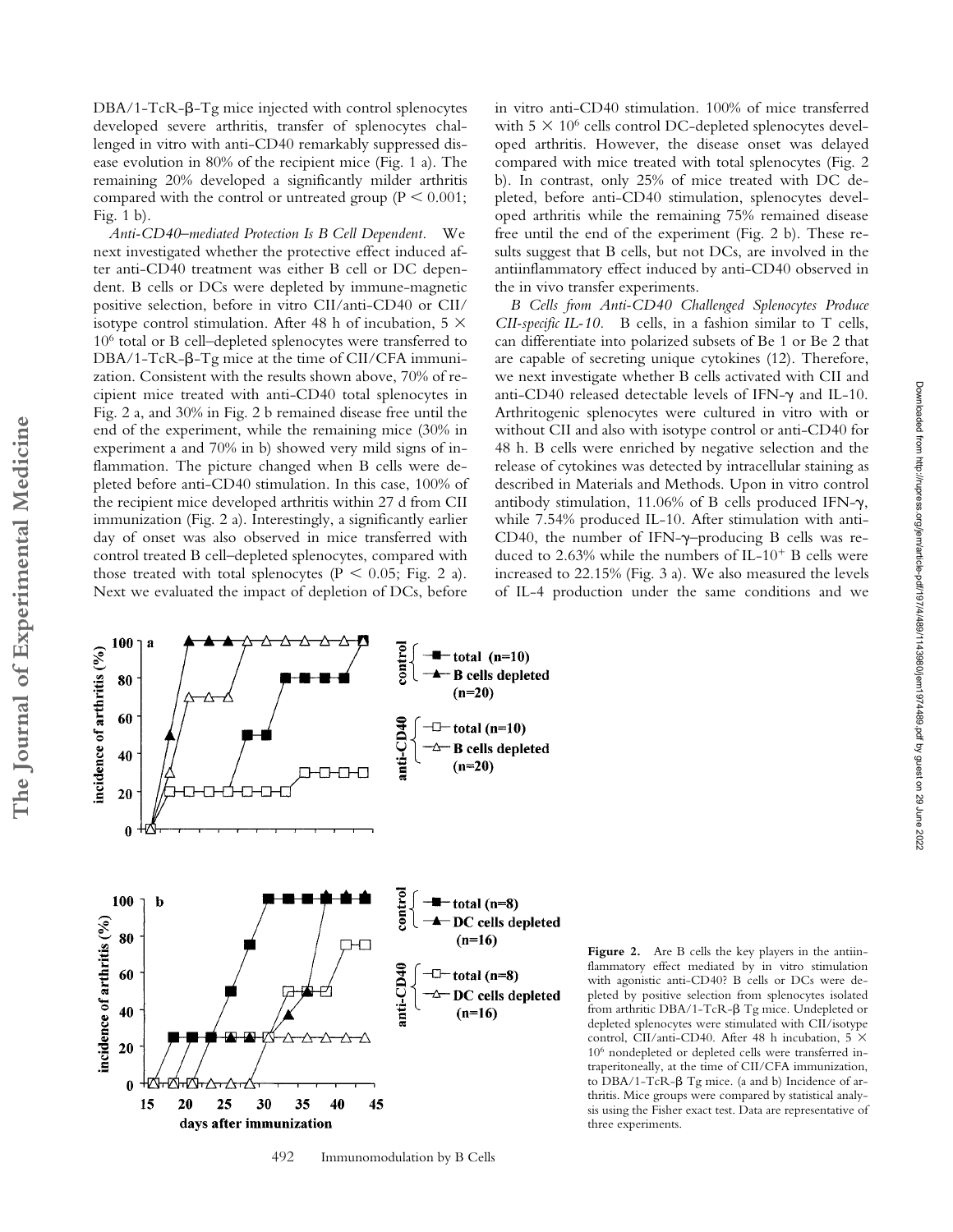DBA/1-TcR-β-Tg mice injected with control splenocytes developed severe arthritis, transfer of splenocytes challenged in vitro with anti-CD40 remarkably suppressed disease evolution in 80% of the recipient mice (Fig. 1 a). The remaining 20% developed a significantly milder arthritis compared with the control or untreated group ($P < 0.001$; Fig. 1 b).

*Anti-CD40–mediated Protection Is B Cell Dependent.* We next investigated whether the protective effect induced after anti-CD40 treatment was either B cell or DC dependent. B cells or DCs were depleted by immune-magnetic positive selection, before in vitro CII/anti-CD40 or CII/isotype control stimulation. After 48 h of incubation, $5 \times 10^6$ total or B cell–depleted splenocytes were transferred to DBA/1-TcR-β-Tg mice at the time of CII/CFA immunization. Consistent with the results shown above, 70% of recipient mice treated with anti-CD40 total splenocytes in Fig. 2 a, and 30% in Fig. 2 b remained disease free until the end of the experiment, while the remaining mice (30% in experiment a and 70% in b) showed very mild signs of inflammation. The picture changed when B cells were depleted before anti-CD40 stimulation. In this case, 100% of the recipient mice developed arthritis within 27 d from CII immunization (Fig. 2 a). Interestingly, a significantly earlier day of onset was also observed in mice transferred with control treated B cell–depleted splenocytes, compared with those treated with total splenocytes ($P < 0.05$; Fig. 2 a). Next we evaluated the impact of depletion of DCs, before in vitro anti-CD40 stimulation. 100% of mice transferred with $5 \times 10^6$ cells control DC-depleted splenocytes developed arthritis. However, the disease onset was delayed compared with mice treated with total splenocytes (Fig. 2 b). In contrast, only 25% of mice treated with DC depleted, before anti-CD40 stimulation, splenocytes developed arthritis while the remaining 75% remained disease free until the end of the experiment (Fig. 2 b). These results suggest that B cells, but not DCs, are involved in the antiinflammatory effect induced by anti-CD40 observed in the in vivo transfer experiments.

*B Cells from Anti-CD40 Challenged Splenocytes Produce CII-specific IL-10.* B cells, in a fashion similar to T cells, can differentiate into polarized subsets of Be 1 or Be 2 that are capable of secreting unique cytokines (12). Therefore, we next investigate whether B cells activated with CII and anti-CD40 released detectable levels of IFN-γ and IL-10. Arthritogenic splenocytes were cultured in vitro with or without CII and also with isotype control or anti-CD40 for 48 h. B cells were enriched by negative selection and the release of cytokines was detected by intracellular staining as described in Materials and Methods. Upon in vitro control antibody stimulation, 11.06% of B cells produced IFN-γ, while 7.54% produced IL-10. After stimulation with anti-CD40, the number of IFN-γ–producing B cells was reduced to 2.63% while the numbers of IL-10$^+$ B cells were increased to 22.15% (Fig. 3 a). We also measured the levels of IL-4 production under the same conditions and we

**Figure 2.** Are B cells the key players in the antiinflammatory effect mediated by in vitro stimulation with agonistic anti-CD40? B cells or DCs were depleted by positive selection from splenocytes isolated from arthritic DBA/1-TcR-β mice. Undepleted or depleted splenocytes were stimulated with CII/isotype control, CII/anti-CD40. After 48 h incubation, $5 \times 10^6$ nondepleted or depleted cells were transferred intraperitoneally, at the time of CII/CFA immunization, to DBA/1-TcR-β Tg mice. (a and b) Incidence of arthritis. Mice groups were compared by statistical analysis using the Fisher exact test. Data are representative of three experiments.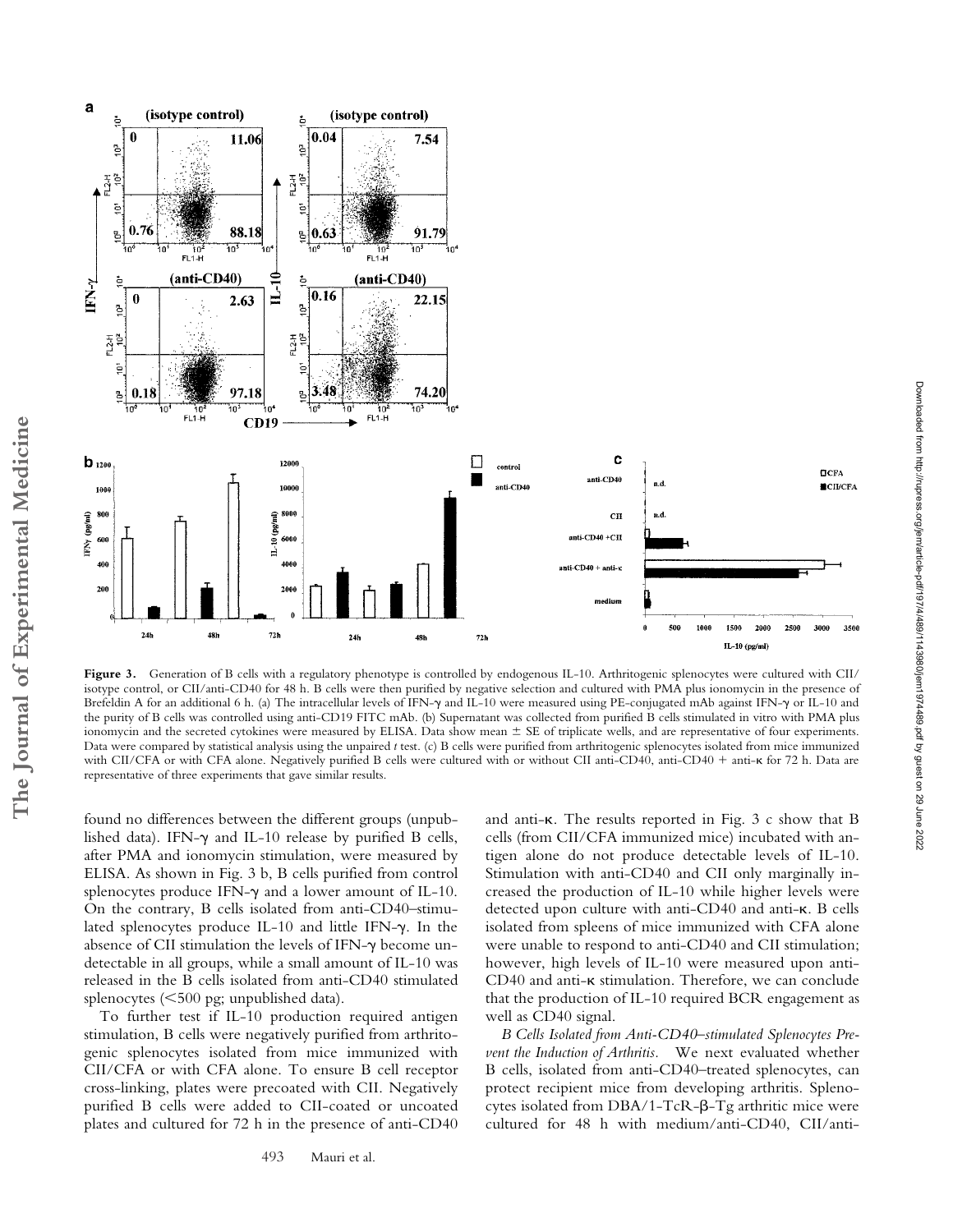**Figure 3.** Generation of B cells with a regulatory phenotype is controlled by endogenous IL-10. Arthritogenic splenocytes were cultured with CII/isotype control, or CII/anti-CD40 for 48 h. B cells were then purified by negative selection and cultured with PMA plus ionomycin in the presence of Brefeldin A for an additional 6 h. (a) The intracellular levels of IFN-γ and IL-10 were measured using PE-conjugated mAb against IFN-γ or IL-10 and the purity of B cells was controlled using anti-CD19 FITC mAb. (b) Supernatant was collected from purified B cells stimulated in vitro with PMA plus ionomycin and the secreted cytokines were measured by ELISA. Data show mean ± SE of triplicate wells, and are representative of four experiments. Data were compared by statistical analysis using the unpaired *t* test. (c) B cells were purified from arthritogenic splenocytes isolated from mice immunized with CII/CFA or with CFA alone. Negatively purified B cells were cultured with or without CII anti-CD40, anti-CD40 + anti-κ for 72 h. Data are representative of three experiments that gave similar results.

found no differences between the different groups (unpublished data). IFN-γ and IL-10 release by purified B cells, after PMA and ionomycin stimulation, were measured by ELISA. As shown in Fig. 3 b, B cells purified from control splenocytes produce IFN-γ and a lower amount of IL-10. On the contrary, B cells isolated from anti-CD40–stimulated splenocytes produce IL-10 and little IFN-γ. In the absence of CII stimulation the levels of IFN-γ become undetectable in all groups, while a small amount of IL-10 was released in the B cells isolated from anti-CD40 stimulated splenocytes (<500 pg; unpublished data).

To further test if IL-10 production required antigen stimulation, B cells were negatively purified from arthritogenic splenocytes isolated from mice immunized with CII/CFA or with CFA alone. To ensure B cell receptor cross-linking, plates were precoated with CII. Negatively purified B cells were added to CII-coated or uncoated plates and cultured for 72 h in the presence of anti-CD40 and anti-κ. The results reported in Fig. 3 c show that B cells (from CII/CFA immunized mice) incubated with antigen alone do not produce detectable levels of IL-10. Stimulation with anti-CD40 and CII only marginally increased the production of IL-10 while higher levels were detected upon culture with anti-CD40 and anti-κ. B cells isolated from spleens of mice immunized with CFA alone were unable to respond to anti-CD40 and CII stimulation; however, high levels of IL-10 were measured upon anti-CD40 and anti-κ stimulation. Therefore, we can conclude that the production of IL-10 required BCR engagement as well as CD40 signal.

*B Cells Isolated from Anti-CD40–stimulated Splenocytes Prevent the Induction of Arthritis.* We next evaluated whether B cells, isolated from anti-CD40–treated splenocytes, can protect recipient mice from developing arthritis. Splenocytes isolated from DBA/1-TcR-β-Tg arthritic mice were cultured for 48 h with medium/anti-CD40, CII/anti-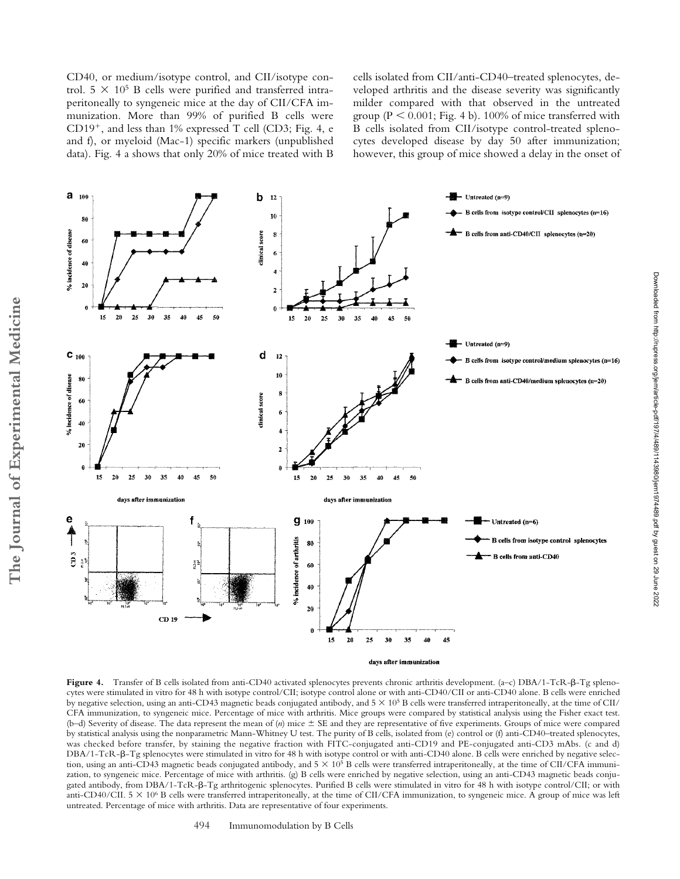CD40, or medium/isotype control, and CII/isotype control. $5 \times 10^5$ B cells were purified and transferred intraperitoneally to syngeneic mice at the day of CII/CFA immunization. More than 99% of purified B cells were CD19$^+$, and less than 1% expressed T cell (CD3; Fig. 4, e and f), or myeloid (Mac-1) specific markers (unpublished data). Fig. 4 a shows that only 20% of mice treated with B cells isolated from CII/anti-CD40–treated splenocytes, developed arthritis and the disease severity was significantly milder compared with that observed in the untreated group ($P < 0.001$; Fig. 4 b). 100% of mice transferred with B cells isolated from CII/isotype control-treated splenocytes developed disease by day 50 after immunization; however, this group of mice showed a delay in the onset of

**Figure 4.** Transfer of B cells isolated from anti-CD40 activated splenocytes prevents chronic arthritis development. (a–c) DBA/1-TcR-β-Tg splenocytes were stimulated in vitro for 48 h with isotype control/CII; isotype control alone or with anti-CD40/CII or anti-CD40 alone. B cells were enriched by negative selection, using an anti-CD43 magnetic beads conjugated antibody, and $5 \times 10^5$ B cells were transferred intraperitoneally, at the time of CII/CFA immunization, to syngeneic mice. Percentage of mice with arthritis. Mice groups were compared by statistical analysis using the Fisher exact test. (b–d) Severity of disease. The data represent the mean of (*n*) mice ± SE and they are representative of five experiments. Groups of mice were compared by statistical analysis using the nonparametric Mann-Whitney U test. The purity of B cells, isolated from (e) control or (f) anti-CD40–treated splenocytes, was checked before transfer, by staining the negative fraction with FITC-conjugated anti-CD19 and PE-conjugated anti-CD3 mAbs. (c and d) DBA/1-TcR-β-Tg splenocytes were stimulated in vitro for 48 h with isotype control or with anti-CD40 alone. B cells were enriched by negative selection, using an anti-CD43 magnetic beads conjugated antibody, and $5 \times 10^5$ B cells were transferred intraperitoneally, at the time of CII/CFA immunization, to syngeneic mice. Percentage of mice with arthritis. (g) B cells were enriched by negative selection, using an anti-CD43 magnetic beads conjugated antibody, from DBA/1-TcR-β-Tg arthritogenic splenocytes. Purified B cells were stimulated in vitro for 48 h with isotype control/CII; or with anti-CD40/CII. $5 \times 10^6$ B cells were transferred intraperitoneally, at the time of CII/CFA immunization, to syngeneic mice. A group of mice was left untreated. Percentage of mice with arthritis. Data are representative of four experiments.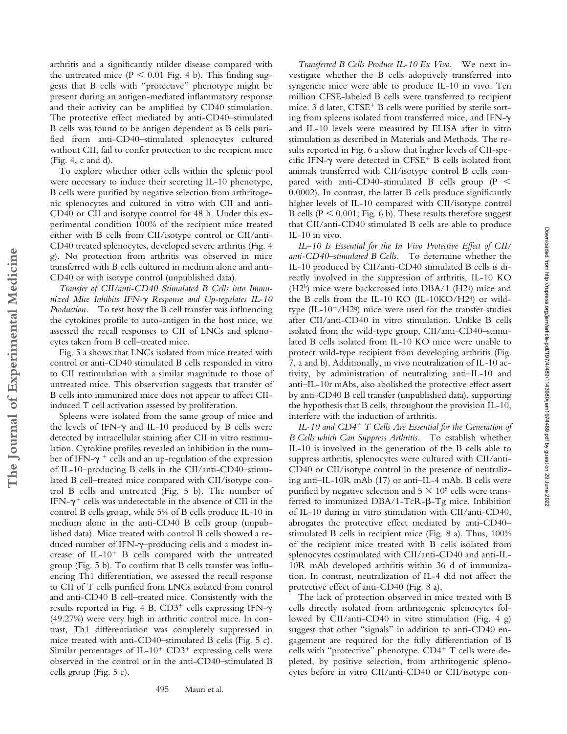arthritis and a significantly milder disease compared with the untreated mice ($P < 0.01$ Fig. 4 b). This finding suggests that B cells with "protective" phenotype might be present during an antigen-mediated inflammatory response and their activity can be amplified by CD40 stimulation. The protective effect mediated by anti-CD40–stimulated B cells was found to be antigen dependent as B cells purified from anti-CD40–stimulated splenocytes cultured without CII, fail to confer protection to the recipient mice (Fig. 4, c and d).

To explore whether other cells within the splenic pool were necessary to induce their secreting IL-10 phenotype, B cells were purified by negative selection from arthritogenic splenocytes and cultured in vitro with CII and anti-CD40 or CII and isotype control for 48 h. Under this experimental condition 100% of the recipient mice treated either with B cells from CII/isotype control or CII/anti-CD40 treated splenocytes, developed severe arthritis (Fig. 4 g). No protection from arthritis was observed in mice transferred with B cells cultured in medium alone and anti-CD40 or with isotype control (unpublished data).

*Transfer of CII/anti-CD40 Stimulated B Cells into Immunized Mice Inhibits IFN-γ Response and Up-regulates IL-10 Production.* To test how the B cell transfer was influencing the cytokines profile to auto-antigen in the host mice, we assessed the recall responses to CII of LNCs and splenocytes taken from B cell–treated mice.

Fig. 5 a shows that LNCs isolated from mice treated with control or anti-CD40 stimulated B cells responded in vitro to CII restimulation with a similar magnitude to those of untreated mice. This observation suggests that transfer of B cells into immunized mice does not appear to affect CII-induced T cell activation assessed by proliferation.

Spleens were isolated from the same group of mice and the levels of IFN-γ and IL-10 produced by B cells were detected by intracellular staining after CII in vitro restimulation. Cytokine profiles revealed an inhibition in the number of IFN-$\gamma^+$ cells and an up-regulation of the expression of IL-10–producing B cells in the CII/anti-CD40–stimulated B cell–treated mice compared with CII/isotype control B cells and untreated (Fig. 5 b). The number of IFN-$\gamma^+$ cells was undetectable in the absence of CII in the control B cells group, while 5% of B cells produce IL-10 in medium alone in the anti-CD40 B cells group (unpublished data). Mice treated with control B cells showed a reduced number of IFN-γ–producing cells and a modest increase of IL-$10^+$ B cells compared with the untreated group (Fig. 5 b). To confirm that B cells transfer was influencing Th1 differentiation, we assessed the recall response to CII of T cells purified from LNCs isolated from control and anti-CD40 B cell–treated mice. Consistently with the results reported in Fig. 4 B, CD3$^+$ cells expressing IFN-γ (49.27%) were very high in arthritic control mice. In contrast, Th1 differentiation was completely suppressed in mice treated with anti-CD40–stimulated B cells (Fig. 5 c). Similar percentages of IL-$10^+$ CD3$^+$ expressing cells were observed in the control or in the anti-CD40–stimulated B cells group (Fig. 5 c).

*Transferred B Cells Produce IL-10 Ex Vivo.* We next investigate whether the B cells adoptively transferred into syngeneic mice were able to produce IL-10 in vivo. Ten million CFSE-labeled B cells were transferred to recipient mice. 3 d later, CFSE$^+$ B cells were purified by sterile sorting from spleens isolated from transferred mice, and IFN-γ and IL-10 levels were measured by ELISA after in vitro stimulation as described in Materials and Methods. The results reported in Fig. 6 a show that higher levels of CII-specific IFN-γ were detected in CFSE$^+$ B cells isolated from animals transferred with CII/isotype control B cells compared with anti-CD40-stimulated B cells group ($P < 0.0002$). In contrast, the latter B cells produce significantly higher levels of IL-10 compared with CII/isotype control B cells ($P < 0.001$; Fig. 6 b). These results therefore suggest that CII/anti-CD40 stimulated B cells are able to produce IL-10 in vivo.

*IL–10 Is Essential for the In Vivo Protective Effect of CII/anti-CD40–stimulated B Cells.* To determine whether the IL-10 produced by CII/anti-CD40 stimulated B cells is directly involved in the suppression of arthritis, IL-10 KO (H2$^b$) mice were backcrossed into DBA/1 (H2$^q$) mice and the B cells from the IL-10 KO (IL-10KO/H2$^q$) or wild-type (IL-10$^+$/H2$^q$) mice were used for the transfer studies after CII/anti-CD40 in vitro stimulation. Unlike B cells isolated from the wild-type group, CII/anti-CD40–stimulated B cells isolated from IL-10 KO mice were unable to protect wild-type recipient from developing arthritis (Fig. 7, a and b). Additionally, in vivo neutralization of IL-10 activity, by administration of neutralizing anti–IL-10 and anti–IL-10r mAbs, also abolished the protective effect assert by anti-CD40 B cell transfer (unpublished data), supporting the hypothesis that B cells, throughout the provision IL-10, interfere with the induction of arthritis.

*IL-10 and CD4$^+$ T Cells Are Essential for the Generation of B Cells which Can Suppress Arthritis.* To establish whether IL-10 is involved in the generation of the B cells able to suppress arthritis, splenocytes were cultured with CII/anti-CD40 or CII/isotype control in the presence of neutralizing anti–IL-10R mAb (17) or anti–IL-4 mAb. B cells were purified by negative selection and $5 \times 10^5$ cells were transferred to immunized DBA/1-TcR-β-Tg mice. Inhibition of IL-10 during in vitro stimulation with CII/anti-CD40, abrogates the protective effect mediated by anti-CD40–stimulated B cells in recipient mice (Fig. 8 a). Thus, 100% of the recipient mice treated with B cells isolated from splenocytes costimulated with CII/anti-CD40 and anti-IL-10R mAb developed arthritis within 36 d of immunization. In contrast, neutralization of IL-4 did not affect the protective effect of anti-CD40 (Fig. 8 a).

The lack of protection observed in mice treated with B cells directly isolated from arthritogenic splenocytes followed by CII/anti-CD40 in vitro stimulation (Fig. 4 g) suggest that other "signals" in addition to anti-CD40 engagement are required for the fully differentiation of B cells with "protective" phenotype. CD4$^+$ T cells were depleted, by positive selection, from arthritogenic splenocytes before in vitro CII/anti-CD40 or CII/isotype con-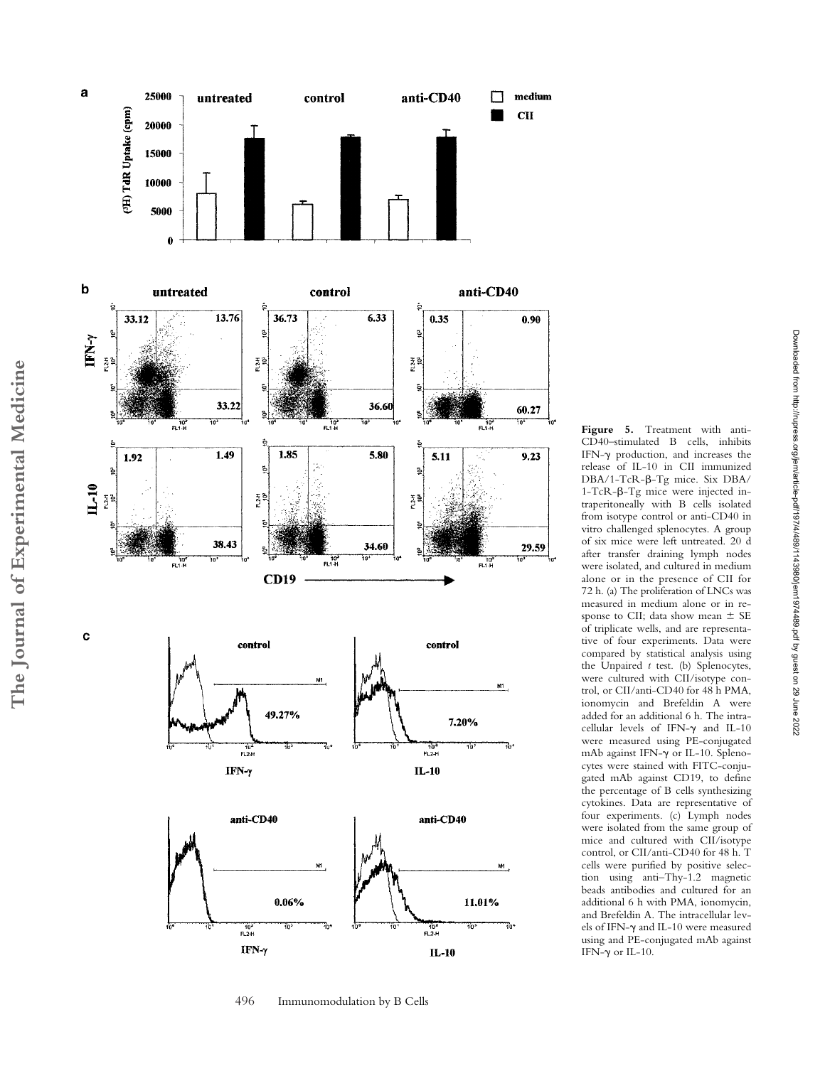**Figure 5.** Treatment with anti-CD40–stimulated B cells, inhibits IFN-γ production, and increases the release of IL-10 in CII immunized DBA/1-TcR-β-Tg mice. Six DBA/1-TcR-β-Tg mice were injected intraperitoneally with B cells isolated from isotype control or anti-CD40 in vitro challenged splenocytes. A group of six mice were left untreated. 20 d after transfer draining lymph nodes were isolated, and cultured in medium alone or in the presence of CII for 72 h. (a) The proliferation of LNCs was measured in medium alone or in response to CII; data show mean ± SE of triplicate wells, and are representative of four experiments. Data were compared by statistical analysis using the Unpaired *t* test. (b) Splenocytes, were cultured with CII/isotype control, or CII/anti-CD40 for 48 h PMA, ionomycin and Brefeldin A were added for an additional 6 h. The intracellular levels of IFN-γ and IL-10 were measured using PE-conjugated mAb against IFN-γ or IL-10. Splenocytes were stained with FITC-conjugated mAb against CD19, to define the percentage of B cells synthesizing cytokines. Data are representative of four experiments. (c) Lymph nodes were isolated from the same group of mice and cultured with CII/isotype control, or CII/anti-CD40 for 48 h. T cells were purified by positive selection using anti–Thy-1.2 magnetic beads antibodies and cultured for an additional 6 h with PMA, ionomycin, and Brefeldin A. The intracellular levels of IFN-γ and IL-10 were measured using and PE-conjugated mAb against IFN-γ or IL-10.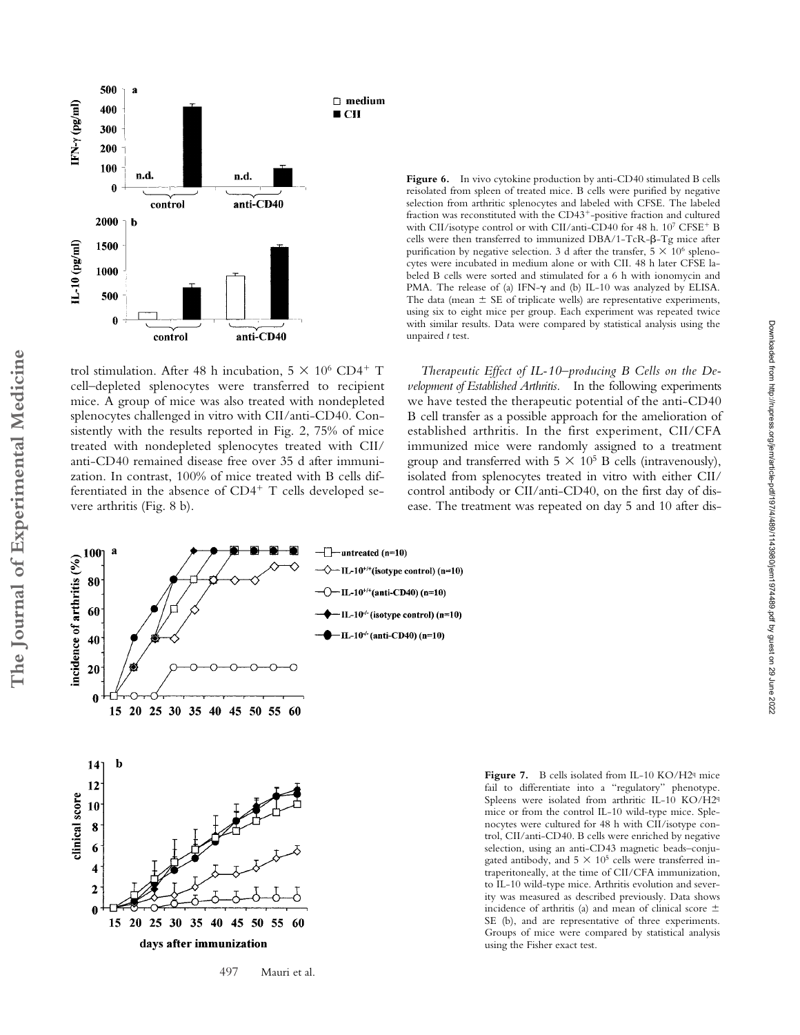**Figure 6.** In vivo cytokine production by anti-CD40 stimulated B cells reisolated from spleen of treated mice. B cells were purified by negative selection from arthritic splenocytes and labeled with CFSE. The labeled fraction was reconstituted with the $CD43^+$-positive fraction and cultured with CII/isotype control or with CII/anti-CD40 for 48 h. $10^7$ $CFSE^+$ B cells were then transferred to immunized DBA/1-TcR-β-Tg mice after purification by negative selection. 3 d after the transfer, $5 \times 10^6$ splenocytes were incubated in medium alone or with CII. 48 h later CFSE labeled B cells were sorted and stimulated for a 6 h with ionomycin and PMA. The release of (a) IFN-γ and (b) IL-10 was analyzed by ELISA. The data (mean ± SE of triplicate wells) are representative experiments, using six to eight mice per group. Each experiment was repeated twice with similar results. Data were compared by statistical analysis using the unpaired *t* test.

trol stimulation. After 48 h incubation, $5 \times 10^6$ $CD4^+$ T cell–depleted splenocytes were transferred to recipient mice. A group of mice was also treated with nondepleted splenocytes challenged in vitro with CII/anti-CD40. Consistently with the results reported in Fig. 2, 75% of mice treated with nondepleted splenocytes treated with CII/anti-CD40 remained disease free over 35 d after immunization. In contrast, 100% of mice treated with B cells differentiated in the absence of $CD4^+$ T cells developed severe arthritis (Fig. 8 b).

*Therapeutic Effect of IL-10–producing B Cells on the Development of Established Arthritis.* In the following experiments we have tested the therapeutic potential of the anti-CD40 B cell transfer as a possible approach for the amelioration of established arthritis. In the first experiment, CII/CFA immunized mice were randomly assigned to a treatment group and transferred with $5 \times 10^5$ B cells (intravenously), isolated from splenocytes treated in vitro with either CII/control antibody or CII/anti-CD40, on the first day of disease. The treatment was repeated on day 5 and 10 after dis-

**Figure 7.** B cells isolated from IL-10 KO/$H2^q$ mice fail to differentiate into a "regulatory" phenotype. Spleens were isolated from arthritic IL-10 KO/$H2^q$ mice or from the control IL-10 wild-type mice. Splenocytes were cultured for 48 h with CII/isotype control, CII/anti-CD40. B cells were enriched by negative selection, using an anti-CD43 magnetic beads–conjugated antibody, and $5 \times 10^5$ cells were transferred intraperitoneally, at the time of CII/CFA immunization, to IL-10 wild-type mice. Arthritis evolution and severity was measured as described previously. Data shows incidence of arthritis (a) and mean of clinical score ± SE (b), and are representative of three experiments. Groups of mice were compared by statistical analysis using the Fisher exact test.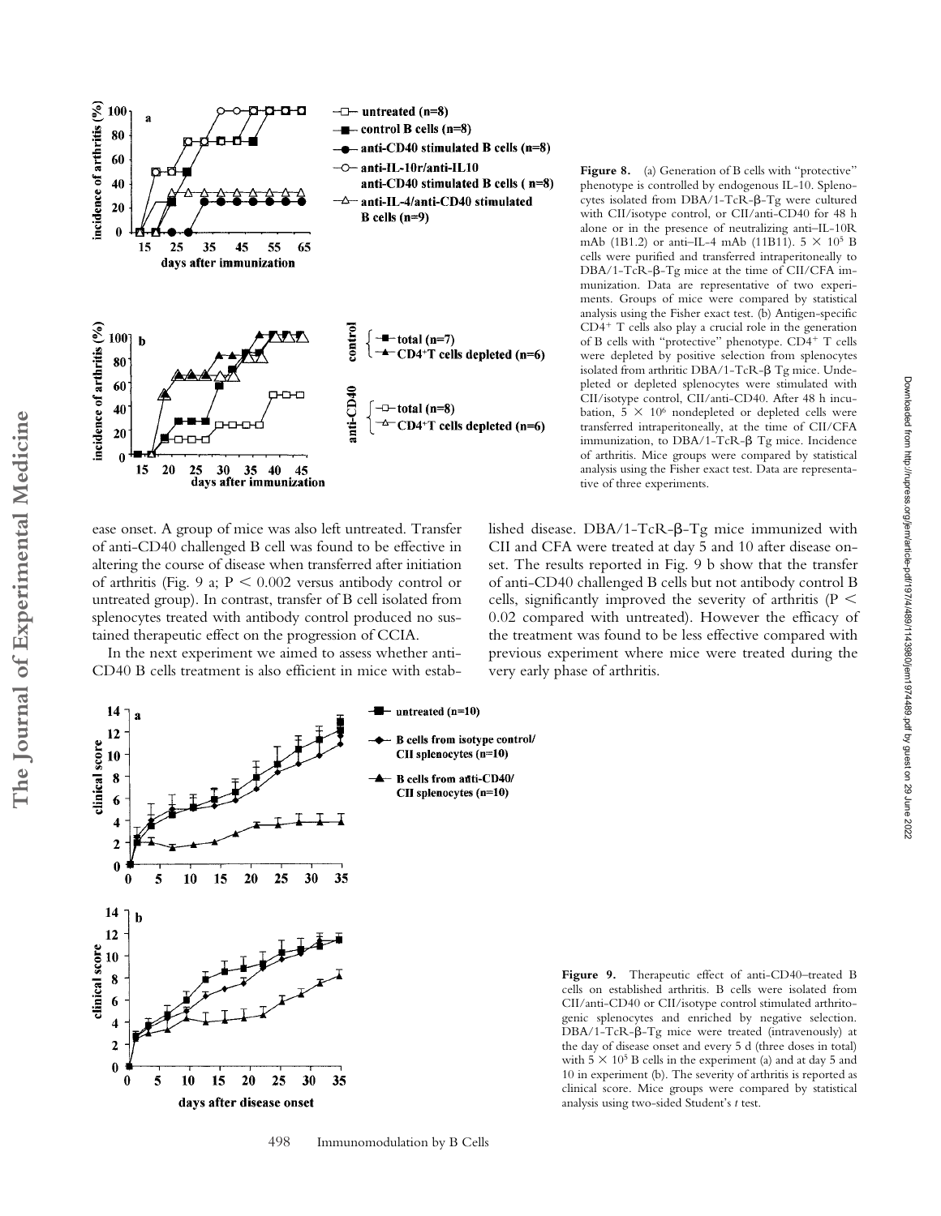**Figure 8.** (a) Generation of B cells with "protective" phenotype is controlled by endogenous IL-10. Splenocytes isolated from DBA/1-TcR-β-Tg were cultured with CII/isotype control, or CII/anti-CD40 for 48 h alone or in the presence of neutralizing anti–IL-10R mAb (1B1.2) or anti–IL-4 mAb (11B11). $5 \times 10^5$ B cells were purified and transferred intraperitoneally to DBA/1-TcR-β-Tg mice at the time of CII/CFA immunization. Data are representative of two experiments. Groups of mice were compared by statistical analysis using the Fisher exact test. (b) Antigen-specific $CD4^+$ T cells also play a crucial role in the generation of B cells with "protective" phenotype. $CD4^+$ T cells were depleted by positive selection from splenocytes isolated from arthritic DBA/1-TcR-β Tg mice. Undepleted or depleted splenocytes were stimulated with CII/isotype control, CII/anti-CD40. After 48 h incubation, $5 \times 10^6$ nondepleted or depleted cells were transferred intraperitoneally, at the time of CII/CFA immunization, to DBA/1-TcR-β Tg mice. Incidence of arthritis. Mice groups were compared by statistical analysis using the Fisher exact test. Data are representative of three experiments.

ease onset. A group of mice was also left untreated. Transfer of anti-CD40 challenged B cell was found to be effective in altering the course of disease when transferred after initiation of arthritis (Fig. 9 a; $P < 0.002$ versus antibody control or untreated group). In contrast, transfer of B cell isolated from splenocytes treated with antibody control produced no sustained therapeutic effect on the progression of CCIA.

In the next experiment we aimed to assess whether anti-CD40 B cells treatment is also efficient in mice with established disease. DBA/1-TcR-β-Tg mice immunized with CII and CFA were treated at day 5 and 10 after disease onset. The results reported in Fig. 9 b show that the transfer of anti-CD40 challenged B cells but not antibody control B cells, significantly improved the severity of arthritis ($P < 0.02$ compared with untreated). However the efficacy of the treatment was found to be less effective compared with previous experiment where mice were treated during the very early phase of arthritis.

**Figure 9.** Therapeutic effect of anti-CD40–treated B cells on established arthritis. B cells were isolated from CII/anti-CD40 or CII/isotype control stimulated arthritogenic splenocytes and enriched by negative selection. DBA/1-TcR-β-Tg mice were treated (intravenously) at the day of disease onset and every 5 d (three doses in total) with $5 \times 10^5$ B cells in the experiment (a) and at day 5 and 10 in experiment (b). The severity of arthritis is reported as clinical score. Mice groups were compared by statistical analysis using two-sided Student's *t* test.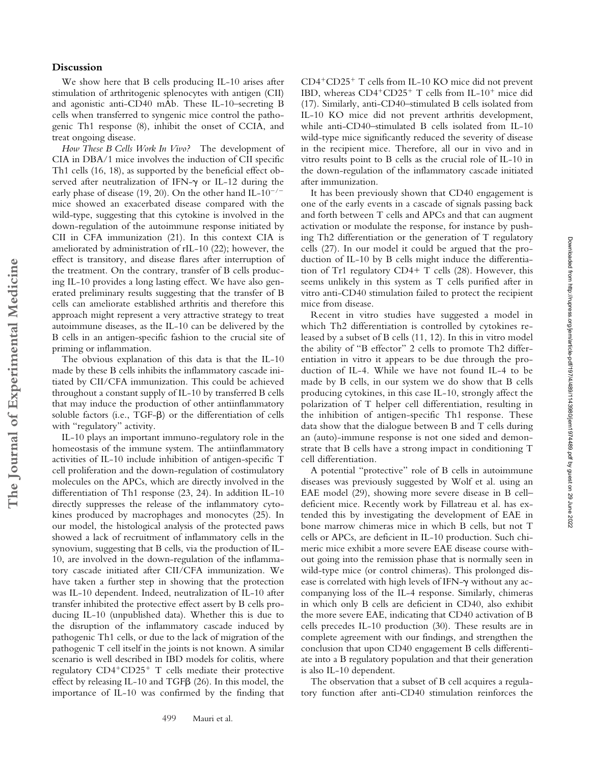## Discussion

We show here that B cells producing IL-10 arises after stimulation of arthritogenic splenocytes with antigen (CII) and agonistic anti-CD40 mAb. These IL-10–secreting B cells when transferred to syngenic mice control the pathogenic Th1 response (8), inhibit the onset of CCIA, and treat ongoing disease.

*How These B Cells Work In Vivo?* The development of CIA in DBA/1 mice involves the induction of CII specific Th1 cells (16, 18), as supported by the beneficial effect observed after neutralization of IFN-$\gamma$ or IL-12 during the early phase of disease (19, 20). On the other hand IL-$10^{-/-}$ mice showed an exacerbated disease compared with the wild-type, suggesting that this cytokine is involved in the down-regulation of the autoimmune response initiated by CII in CFA immunization (21). In this context CIA is ameliorated by administration of rIL-10 (22); however, the effect is transitory, and disease flares after interruption of the treatment. On the contrary, transfer of B cells producing IL-10 provides a long lasting effect. We have also generated preliminary results suggesting that the transfer of B cells can ameliorate established arthritis and therefore this approach might represent a very attractive strategy to treat autoimmune diseases, as the IL-10 can be delivered by the B cells in an antigen-specific fashion to the crucial site of priming or inflammation.

The obvious explanation of this data is that the IL-10 made by these B cells inhibits the inflammatory cascade initiated by CII/CFA immunization. This could be achieved throughout a constant supply of IL-10 by transferred B cells that may induce the production of other antiinflammatory soluble factors (i.e., TGF-$\beta$) or the differentiation of cells with "regulatory" activity.

IL-10 plays an important immuno-regulatory role in the homeostasis of the immune system. The antiinflammatory activities of IL-10 include inhibition of antigen-specific T cell proliferation and the down-regulation of costimulatory molecules on the APCs, which are directly involved in the differentiation of Th1 response (23, 24). In addition IL-10 directly suppresses the release of the inflammatory cytokines produced by macrophages and monocytes (25). In our model, the histological analysis of the protected paws showed a lack of recruitment of inflammatory cells in the synovium, suggesting that B cells, via the production of IL-10, are involved in the down-regulation of the inflammatory cascade initiated after CII/CFA immunization. We have taken a further step in showing that the protection was IL-10 dependent. Indeed, neutralization of IL-10 after transfer inhibited the protective effect assert by B cells producing IL-10 (unpublished data). Whether this is due to the disruption of the inflammatory cascade induced by pathogenic Th1 cells, or due to the lack of migration of the pathogenic T cell itself in the joints is not known. A similar scenario is well described in IBD models for colitis, where regulatory $CD4^+CD25^+$ T cells mediate their protective effect by releasing IL-10 and TGF$\beta$ (26). In this model, the importance of IL-10 was confirmed by the finding that $CD4^+CD25^+$ T cells from IL-10 KO mice did not prevent IBD, whereas $CD4^+CD25^+$ T cells from IL-$10^+$ mice did (17). Similarly, anti-CD40–stimulated B cells isolated from IL-10 KO mice did not prevent arthritis development, while anti-CD40–stimulated B cells isolated from IL-10 wild-type mice significantly reduced the severity of disease in the recipient mice. Therefore, all our in vivo and in vitro results point to B cells as the crucial role of IL-10 in the down-regulation of the inflammatory cascade initiated after immunization.

It has been previously shown that CD40 engagement is one of the early events in a cascade of signals passing back and forth between T cells and APCs and that can augment activation or modulate the response, for instance by pushing Th2 differentiation or the generation of T regulatory cells (27). In our model it could be argued that the production of IL-10 by B cells might induce the differentiation of Tr1 regulatory CD4+ T cells (28). However, this seems unlikely in this system as T cells purified after in vitro anti-CD40 stimulation failed to protect the recipient mice from disease.

Recent in vitro studies have suggested a model in which Th2 differentiation is controlled by cytokines released by a subset of B cells (11, 12). In this in vitro model the ability of "B effector" 2 cells to promote Th2 differentiation in vitro it appears to be due through the production of IL-4. While we have not found IL-4 to be made by B cells, in our system we do show that B cells producing cytokines, in this case IL-10, strongly affect the polarization of T helper cell differentiation, resulting in the inhibition of antigen-specific Th1 response. These data show that the dialogue between B and T cells during an (auto)-immune response is not one sided and demonstrate that B cells have a strong impact in conditioning T cell differentiation.

A potential "protective" role of B cells in autoimmune diseases was previously suggested by Wolf et al. using an EAE model (29), showing more severe disease in B cell–deficient mice. Recently work by Fillatreau et al. has extended this by investigating the development of EAE in bone marrow chimeras mice in which B cells, but not T cells or APCs, are deficient in IL-10 production. Such chimeric mice exhibit a more severe EAE disease course without going into the remission phase that is normally seen in wild-type mice (or control chimeras). This prolonged disease is correlated with high levels of IFN-$\gamma$ without any accompanying loss of the IL-4 response. Similarly, chimeras in which only B cells are deficient in CD40, also exhibit the more severe EAE, indicating that CD40 activation of B cells precedes IL-10 production (30). These results are in complete agreement with our findings, and strengthen the conclusion that upon CD40 engagement B cells differentiate into a B regulatory population and that their generation is also IL-10 dependent.

The observation that a subset of B cell acquires a regulatory function after anti-CD40 stimulation reinforces the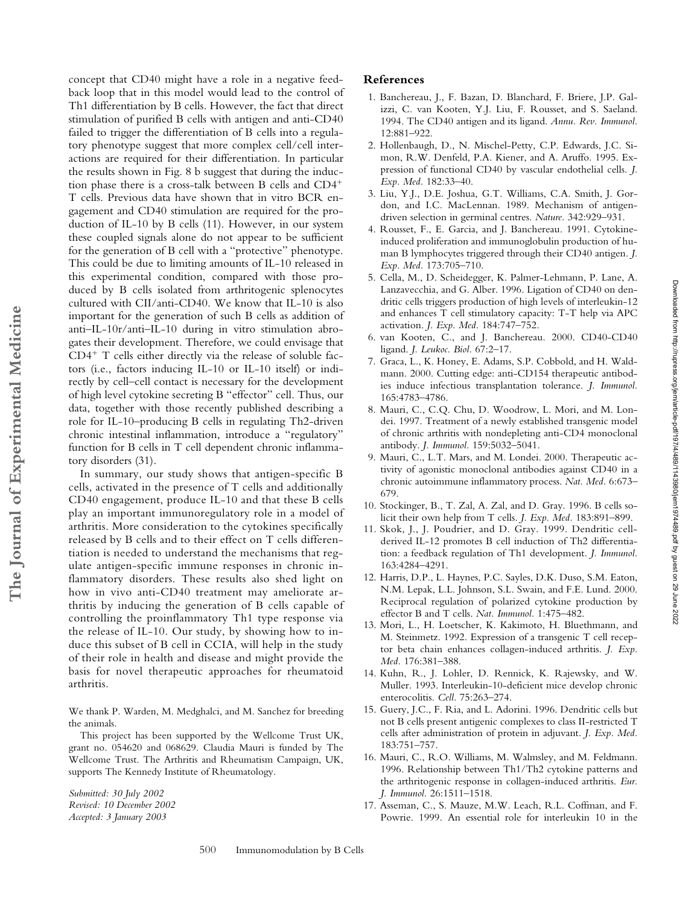concept that CD40 might have a role in a negative feedback loop that in this model would lead to the control of Th1 differentiation by B cells. However, the fact that direct stimulation of purified B cells with antigen and anti-CD40 failed to trigger the differentiation of B cells into a regulatory phenotype suggest that more complex cell/cell interactions are required for their differentiation. In particular the results shown in Fig. 8 b suggest that during the induction phase there is a cross-talk between B cells and $CD4^+$ T cells. Previous data have shown that in vitro BCR engagement and CD40 stimulation are required for the production of IL-10 by B cells (11). However, in our system these coupled signals alone do not appear to be sufficient for the generation of B cell with a "protective" phenotype. This could be due to limiting amounts of IL-10 released in this experimental condition, compared with those produced by B cells isolated from arthritogenic splenocytes cultured with CII/anti-CD40. We know that IL-10 is also important for the generation of such B cells as addition of anti–IL-10r/anti–IL-10 during in vitro stimulation abrogates their development. Therefore, we could envisage that $CD4^+$ T cells either directly via the release of soluble factors (i.e., factors inducing IL-10 or IL-10 itself) or indirectly by cell–cell contact is necessary for the development of high level cytokine secreting B "effector" cell. Thus, our data, together with those recently published describing a role for IL-10–producing B cells in regulating Th2-driven chronic intestinal inflammation, introduce a "regulatory" function for B cells in T cell dependent chronic inflammatory disorders (31).

In summary, our study shows that antigen-specific B cells, activated in the presence of T cells and additionally CD40 engagement, produce IL-10 and that these B cells play an important immunoregulatory role in a model of arthritis. More consideration to the cytokines specifically released by B cells and to their effect on T cells differentiation is needed to understand the mechanisms that regulate antigen-specific immune responses in chronic inflammatory disorders. These results also shed light on how in vivo anti-CD40 treatment may ameliorate arthritis by inducing the generation of B cells capable of controlling the proinflammatory Th1 type response via the release of IL-10. Our study, by showing how to induce this subset of B cell in CCIA, will help in the study of their role in health and disease and might provide the basis for novel therapeutic approaches for rheumatoid arthritis.

We thank P. Warden, M. Medghalci, and M. Sanchez for breeding the animals.

This project has been supported by the Wellcome Trust UK, grant no. 054620 and 068629. Claudia Mauri is funded by The Wellcome Trust. The Arthritis and Rheumatism Campaign, UK, supports The Kennedy Institute of Rheumatology.

*Submitted: 30 July 2002*
*Revised: 10 December 2002*
*Accepted: 3 January 2003*

## References

1. Banchereau, J., F. Bazan, D. Blanchard, F. Briere, J.P. Galizzi, C. van Kooten, Y.J. Liu, F. Rousset, and S. Saeland. 1994. The CD40 antigen and its ligand. *Annu. Rev. Immunol.* 12:881–922.
2. Hollenbaugh, D., N. Mischel-Petty, C.P. Edwards, J.C. Simon, R.W. Denfeld, P.A. Kiener, and A. Aruffo. 1995. Expression of functional CD40 by vascular endothelial cells. *J. Exp. Med.* 182:33–40.
3. Liu, Y.J., D.E. Joshua, G.T. Williams, C.A. Smith, J. Gordon, and I.C. MacLennan. 1989. Mechanism of antigen-driven selection in germinal centres. *Nature.* 342:929–931.
4. Rousset, F., E. Garcia, and J. Banchereau. 1991. Cytokine-induced proliferation and immunoglobulin production of human B lymphocytes triggered through their CD40 antigen. *J. Exp. Med.* 173:705–710.
5. Cella, M., D. Scheidegger, K. Palmer-Lehmann, P. Lane, A. Lanzavecchia, and G. Alber. 1996. Ligation of CD40 on dendritic cells triggers production of high levels of interleukin-12 and enhances T cell stimulatory capacity: T-T help via APC activation. *J. Exp. Med.* 184:747–752.
6. van Kooten, C., and J. Banchereau. 2000. CD40-CD40 ligand. *J. Leukoc. Biol.* 67:2–17.
7. Graca, L., K. Honey, E. Adams, S.P. Cobbold, and H. Waldmann. 2000. Cutting edge: anti-CD154 therapeutic antibodies induce infectious transplantation tolerance. *J. Immunol.* 165:4783–4786.
8. Mauri, C., C.Q. Chu, D. Woodrow, L. Mori, and M. Londei. 1997. Treatment of a newly established transgenic model of chronic arthritis with nondepleting anti-CD4 monoclonal antibody. *J. Immunol.* 159:5032–5041.
9. Mauri, C., L.T. Mars, and M. Londei. 2000. Therapeutic activity of agonistic monoclonal antibodies against CD40 in a chronic autoimmune inflammatory process. *Nat. Med.* 6:673–679.
10. Stockinger, B., T. Zal, A. Zal, and D. Gray. 1996. B cells solicit their own help from T cells. *J. Exp. Med.* 183:891–899.
11. Skok, J., J. Poudrier, and D. Gray. 1999. Dendritic cell-derived IL-12 promotes B cell induction of Th2 differentiation: a feedback regulation of Th1 development. *J. Immunol.* 163:4284–4291.
12. Harris, D.P., L. Haynes, P.C. Sayles, D.K. Duso, S.M. Eaton, N.M. Lepak, L.L. Johnson, S.L. Swain, and F.E. Lund. 2000. Reciprocal regulation of polarized cytokine production by effector B and T cells. *Nat. Immunol.* 1:475–482.
13. Mori, L., H. Loetscher, K. Kakimoto, H. Bluethmann, and M. Steinmetz. 1992. Expression of a transgenic T cell receptor beta chain enhances collagen-induced arthritis. *J. Exp. Med.* 176:381–388.
14. Kuhn, R., J. Lohler, D. Rennick, K. Rajewsky, and W. Muller. 1993. Interleukin-10-deficient mice develop chronic enterocolitis. *Cell.* 75:263–274.
15. Guery, J.C., F. Ria, and L. Adorini. 1996. Dendritic cells but not B cells present antigenic complexes to class II-restricted T cells after administration of protein in adjuvant. *J. Exp. Med.* 183:751–757.
16. Mauri, C., R.O. Williams, M. Walmsley, and M. Feldmann. 1996. Relationship between Th1/Th2 cytokine patterns and the arthritogenic response in collagen-induced arthritis. *Eur. J. Immunol.* 26:1511–1518.
17. Asseman, C., S. Mauze, M.W. Leach, R.L. Coffman, and F. Powrie. 1999. An essential role for interleukin 10 in the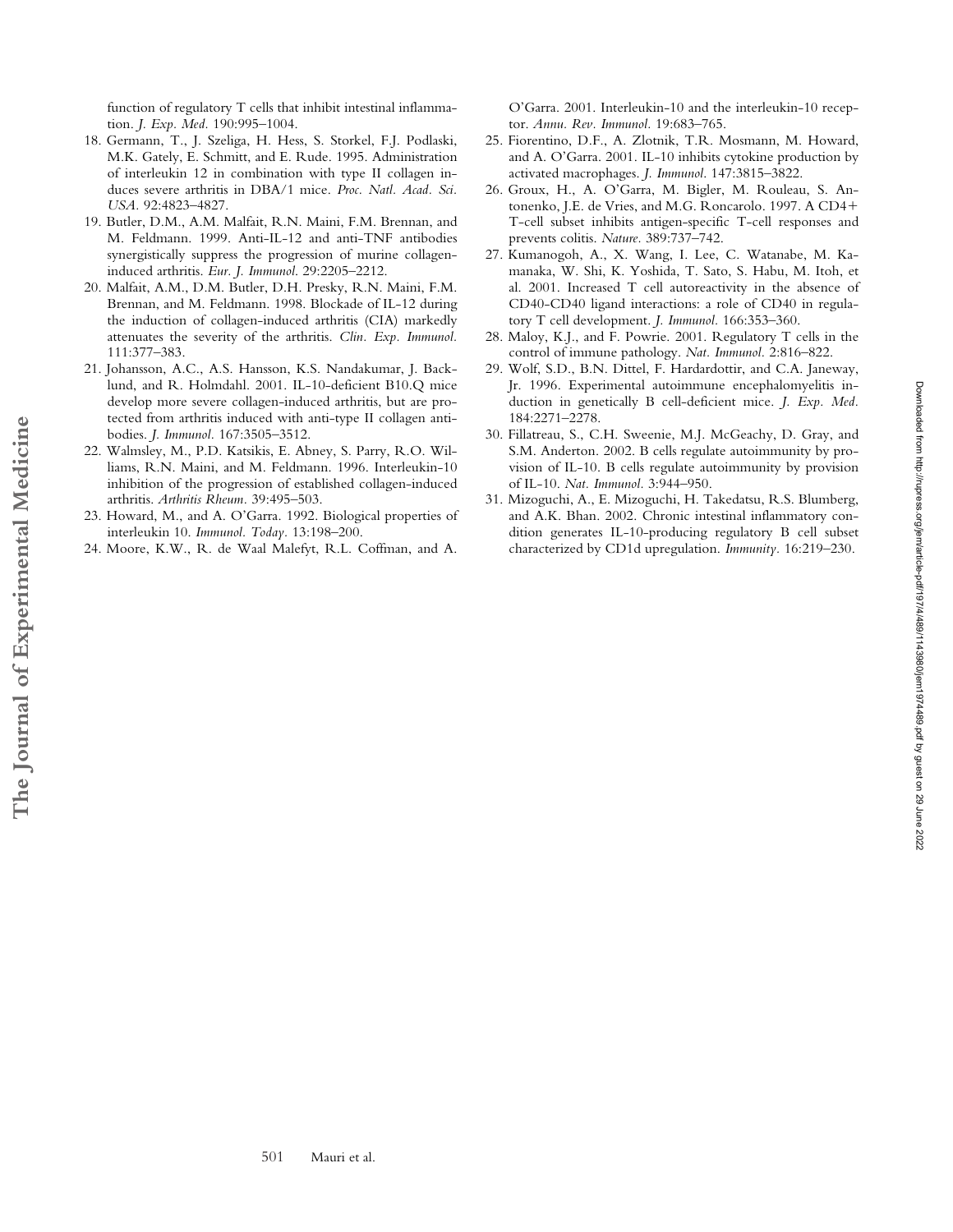function of regulatory T cells that inhibit intestinal inflammation. *J. Exp. Med.* 190:995–1004.

18. Germann, T., J. Szeliga, H. Hess, S. Storkel, F.J. Podlaski, M.K. Gately, E. Schmitt, and E. Rude. 1995. Administration of interleukin 12 in combination with type II collagen induces severe arthritis in DBA/1 mice. *Proc. Natl. Acad. Sci. USA.* 92:4823–4827.
19. Butler, D.M., A.M. Malfait, R.N. Maini, F.M. Brennan, and M. Feldmann. 1999. Anti-IL-12 and anti-TNF antibodies synergistically suppress the progression of murine collagen-induced arthritis. *Eur. J. Immunol.* 29:2205–2212.
20. Malfait, A.M., D.M. Butler, D.H. Presky, R.N. Maini, F.M. Brennan, and M. Feldmann. 1998. Blockade of IL-12 during the induction of collagen-induced arthritis (CIA) markedly attenuates the severity of the arthritis. *Clin. Exp. Immunol.* 111:377–383.
21. Johansson, A.C., A.S. Hansson, K.S. Nandakumar, J. Backlund, and R. Holmdahl. 2001. IL-10-deficient B10.Q mice develop more severe collagen-induced arthritis, but are protected from arthritis induced with anti-type II collagen antibodies. *J. Immunol.* 167:3505–3512.
22. Walmsley, M., P.D. Katsikis, E. Abney, S. Parry, R.O. Williams, R.N. Maini, and M. Feldmann. 1996. Interleukin-10 inhibition of the progression of established collagen-induced arthritis. *Arthritis Rheum.* 39:495–503.
23. Howard, M., and A. O'Garra. 1992. Biological properties of interleukin 10. *Immunol. Today.* 13:198–200.
24. Moore, K.W., R. de Waal Malefyt, R.L. Coffman, and A. O'Garra. 2001. Interleukin-10 and the interleukin-10 receptor. *Annu. Rev. Immunol.* 19:683–765.
25. Fiorentino, D.F., A. Zlotnik, T.R. Mosmann, M. Howard, and A. O'Garra. 2001. IL-10 inhibits cytokine production by activated macrophages. *J. Immunol.* 147:3815–3822.
26. Groux, H., A. O'Garra, M. Bigler, M. Rouleau, S. Antonenko, J.E. de Vries, and M.G. Roncarolo. 1997. A CD4+ T-cell subset inhibits antigen-specific T-cell responses and prevents colitis. *Nature.* 389:737–742.
27. Kumanogoh, A., X. Wang, I. Lee, C. Watanabe, M. Kamanaka, W. Shi, K. Yoshida, T. Sato, S. Habu, M. Itoh, et al. 2001. Increased T cell autoreactivity in the absence of CD40-CD40 ligand interactions: a role of CD40 in regulatory T cell development. *J. Immunol.* 166:353–360.
28. Maloy, K.J., and F. Powrie. 2001. Regulatory T cells in the control of immune pathology. *Nat. Immunol.* 2:816–822.
29. Wolf, S.D., B.N. Dittel, F. Hardardottir, and C.A. Janeway, Jr. 1996. Experimental autoimmune encephalomyelitis induction in genetically B cell-deficient mice. *J. Exp. Med.* 184:2271–2278.
30. Fillatreau, S., C.H. Sweenie, M.J. McGeachy, D. Gray, and S.M. Anderton. 2002. B cells regulate autoimmunity by provision of IL-10. B cells regulate autoimmunity by provision of IL-10. *Nat. Immunol.* 3:944–950.
31. Mizoguchi, A., E. Mizoguchi, H. Takedatsu, R.S. Blumberg, and A.K. Bhan. 2002. Chronic intestinal inflammatory condition generates IL-10-producing regulatory B cell subset characterized by CD1d upregulation. *Immunity.* 16:219–230.